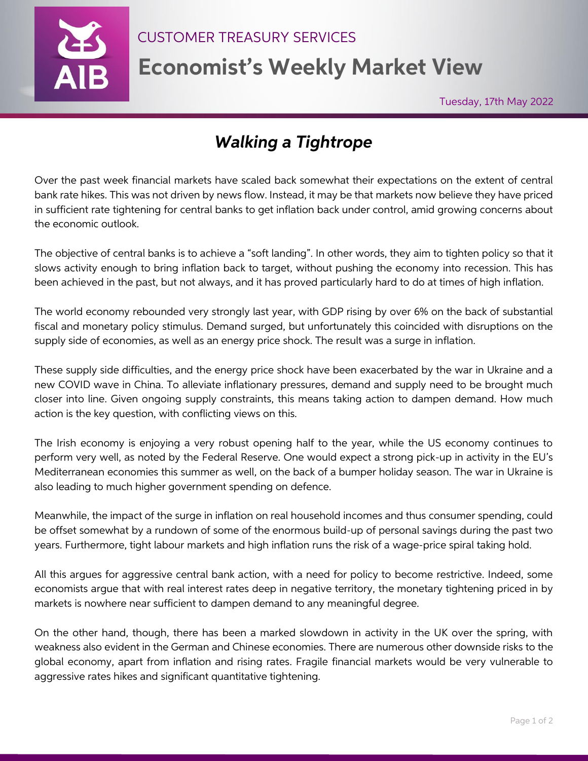CUSTOMER TREASURY SERVICES

# Economist's Weekly Market View

Tuesday, 17th May 2022

## *Walking a Tightrope*

Over the past week financial markets have scaled back somewhat their expectations on the extent of central bank rate hikes. This was not driven by news flow. Instead, it may be that markets now believe they have priced in sufficient rate tightening for central banks to get inflation back under control, amid growing concerns about the economic outlook.

The objective of central banks is to achieve a "soft landing". In other words, they aim to tighten policy so that it slows activity enough to bring inflation back to target, without pushing the economy into recession. This has been achieved in the past, but not always, and it has proved particularly hard to do at times of high inflation.

The world economy rebounded very strongly last year, with GDP rising by over 6% on the back of substantial fiscal and monetary policy stimulus. Demand surged, but unfortunately this coincided with disruptions on the supply side of economies, as well as an energy price shock. The result was a surge in inflation.

These supply side difficulties, and the energy price shock have been exacerbated by the war in Ukraine and a new COVID wave in China. To alleviate inflationary pressures, demand and supply need to be brought much closer into line. Given ongoing supply constraints, this means taking action to dampen demand. How much action is the key question, with conflicting views on this.

The Irish economy is enjoying a very robust opening half to the year, while the US economy continues to perform very well, as noted by the Federal Reserve. One would expect a strong pick-up in activity in the EU's Mediterranean economies this summer as well, on the back of a bumper holiday season. The war in Ukraine is also leading to much higher government spending on defence.

Meanwhile, the impact of the surge in inflation on real household incomes and thus consumer spending, could be offset somewhat by a rundown of some of the enormous build-up of personal savings during the past two years. Furthermore, tight labour markets and high inflation runs the risk of a wage-price spiral taking hold.

All this argues for aggressive central bank action, with a need for policy to become restrictive. Indeed, some economists argue that with real interest rates deep in negative territory, the monetary tightening priced in by markets is nowhere near sufficient to dampen demand to any meaningful degree.

On the other hand, though, there has been a marked slowdown in activity in the UK over the spring, with weakness also evident in the German and Chinese economies. There are numerous other downside risks to the global economy, apart from inflation and rising rates. Fragile financial markets would be very vulnerable to aggressive rates hikes and significant quantitative tightening.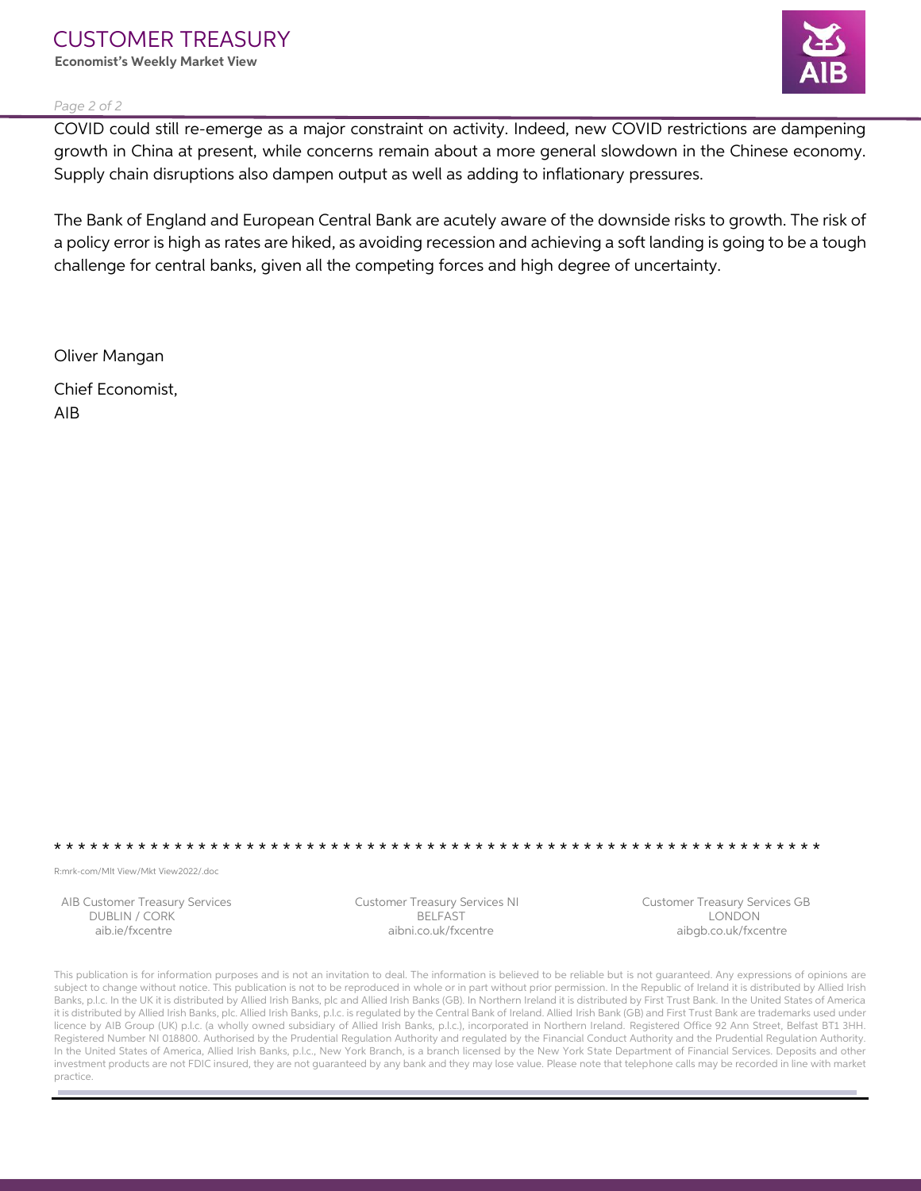COVID could still re-emerge as a major constraint on activity. Indeed, new COVID restrictions are dampening growth in China at present, while concerns remain about a more general slowdown in the Chinese economy. Supply chain disruptions also dampen output as well as adding to inflationary pressures.

The Bank of England and European Central Bank are acutely aware of the downside risks to growth. The risk of a policy error is high as rates are hiked, as avoiding recession and achieving a soft landing is going to be a tough challenge for central banks, given all the competing forces and high degree of uncertainty.

Oliver Mangan

Chief Economist,
AIB

* * * * * * * * * * * * * * * * * * * * * * * * * * * * * * * * * * * * * * * * * * * * * * * * * * * * * * * * * * * * * * * *

R:mrk-com/Mlt View/Mkt View2022/.doc

AIB Customer Treasury Services
DUBLIN / CORK
aib.ie/fxcentre

Customer Treasury Services NI
BELFAST
aibni.co.uk/fxcentre

Customer Treasury Services GB
LONDON
aibgb.co.uk/fxcentre

This publication is for information purposes and is not an invitation to deal. The information is believed to be reliable but is not guaranteed. Any expressions of opinions are subject to change without notice. This publication is not to be reproduced in whole or in part without prior permission. In the Republic of Ireland it is distributed by Allied Irish Banks, p.l.c. In the UK it is distributed by Allied Irish Banks, plc and Allied Irish Banks (GB). In Northern Ireland it is distributed by First Trust Bank. In the United States of America it is distributed by Allied Irish Banks, plc. Allied Irish Banks, p.l.c. is regulated by the Central Bank of Ireland. Allied Irish Bank (GB) and First Trust Bank are trademarks used under licence by AIB Group (UK) p.l.c. (a wholly owned subsidiary of Allied Irish Banks, p.l.c.), incorporated in Northern Ireland. Registered Office 92 Ann Street, Belfast BT1 3HH. Registered Number NI 018800. Authorised by the Prudential Regulation Authority and regulated by the Financial Conduct Authority and the Prudential Regulation Authority. In the United States of America, Allied Irish Banks, p.l.c., New York Branch, is a branch licensed by the New York State Department of Financial Services. Deposits and other investment products are not FDIC insured, they are not guaranteed by any bank and they may lose value. Please note that telephone calls may be recorded in line with market practice.